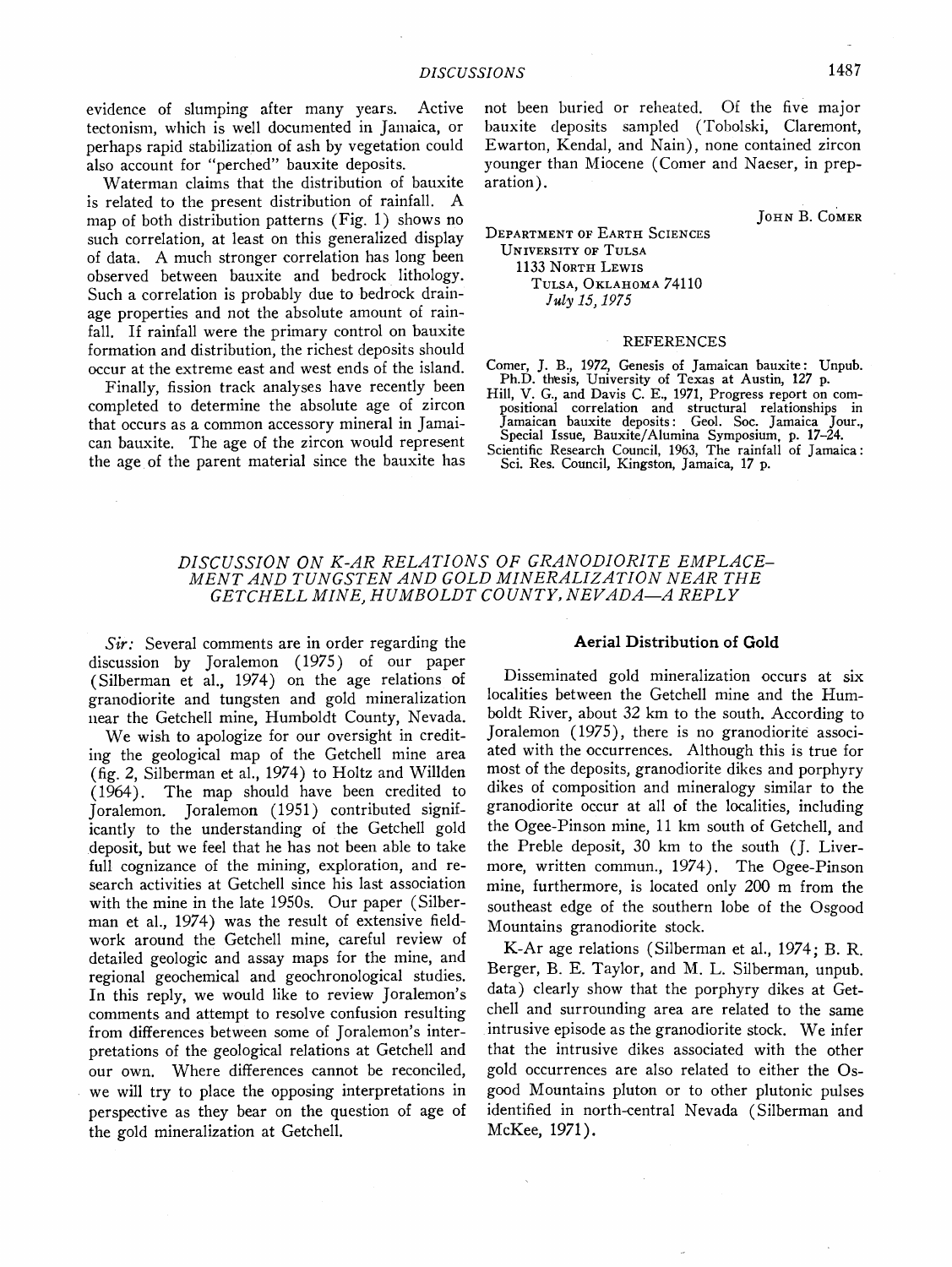evidence of slumping after many years. Active tectonism, which is well documented in Jamaica, or perhaps rapid stabilization of ash by vegetation could also account for "perched" bauxite deposits.

Waterman claims that the distribution of bauxite is related to the present distribution of rainfall. A map of both distribution patterns (Fig. 1) shows no such correlation, at least on this generalized display of data. A much stronger correlation has long been observed between bauxite and bedrock lithology. Such a correlation is probably due to bedrock drainage properties and not the absolute amount of rainfall. If rainfall were the primary control on bauxite formation and distribution, the richest deposits should occur at the extreme east and west ends of the island.

Finally, fission track analyses have recently been completed to determine the absolute age of zircon that occurs as a common accessory mineral in Jamaican bauxite. The age of the zircon would represent the age of the parent material since the bauxite has not been buried or reheated. Of the five major bauxite deposits sampled (Tobolski, Claremont, Ewarton, Kendal, and Nain), none contained zircon younger than Miocene (Comer and Naeser, in preparation).

JOHN B. COMER

DEPARTMENT OF EARTH SCIENCES
UNIVERSITY OF TULSA
1133 NORTH LEWIS
TULSA, OKLAHOMA 74110
*July 15, 1975*

REFERENCES

Comer, J. B., 1972, Genesis of Jamaican bauxite: Unpub. Ph.D. thesis, University of Texas at Austin, 127 p.

Hill, V. G., and Davis C. E., 1971, Progress report on compositional correlation and structural relationships in Jamaican bauxite deposits: Geol. Soc. Jamaica Jour., Special Issue, Bauxite/Alumina Symposium, p. 17–24.

Scientific Research Council, 1963, The rainfall of Jamaica: Sci. Res. Council, Kingston, Jamaica, 17 p.

## *DISCUSSION ON K-AR RELATIONS OF GRANODIORITE EMPLACEMENT AND TUNGSTEN AND GOLD MINERALIZATION NEAR THE GETCHELL MINE, HUMBOLDT COUNTY, NEVADA—A REPLY*

*Sir:* Several comments are in order regarding the discussion by Joralemon (1975) of our paper (Silberman et al., 1974) on the age relations of granodiorite and tungsten and gold mineralization near the Getchell mine, Humboldt County, Nevada.

We wish to apologize for our oversight in crediting the geological map of the Getchell mine area (fig. 2, Silberman et al., 1974) to Holtz and Willden (1964). The map should have been credited to Joralemon. Joralemon (1951) contributed significantly to the understanding of the Getchell gold deposit, but we feel that he has not been able to take full cognizance of the mining, exploration, and research activities at Getchell since his last association with the mine in the late 1950s. Our paper (Silberman et al., 1974) was the result of extensive fieldwork around the Getchell mine, careful review of detailed geologic and assay maps for the mine, and regional geochemical and geochronological studies. In this reply, we would like to review Joralemon's comments and attempt to resolve confusion resulting from differences between some of Joralemon's interpretations of the geological relations at Getchell and our own. Where differences cannot be reconciled, we will try to place the opposing interpretations in perspective as they bear on the question of age of the gold mineralization at Getchell.

### Aerial Distribution of Gold

Disseminated gold mineralization occurs at six localities between the Getchell mine and the Humboldt River, about 32 km to the south. According to Joralemon (1975), there is no granodiorite associated with the occurrences. Although this is true for most of the deposits, granodiorite dikes and porphyry dikes of composition and mineralogy similar to the granodiorite occur at all of the localities, including the Ogee-Pinson mine, 11 km south of Getchell, and the Preble deposit, 30 km to the south (J. Livermore, written commun., 1974). The Ogee-Pinson mine, furthermore, is located only 200 m from the southeast edge of the southern lobe of the Osgood Mountains granodiorite stock.

K-Ar age relations (Silberman et al., 1974; B. R. Berger, B. E. Taylor, and M. L. Silberman, unpub. data) clearly show that the porphyry dikes at Getchell and surrounding area are related to the same intrusive episode as the granodiorite stock. We infer that the intrusive dikes associated with the other gold occurrences are also related to either the Osgood Mountains pluton or to other plutonic pulses identified in north-central Nevada (Silberman and McKee, 1971).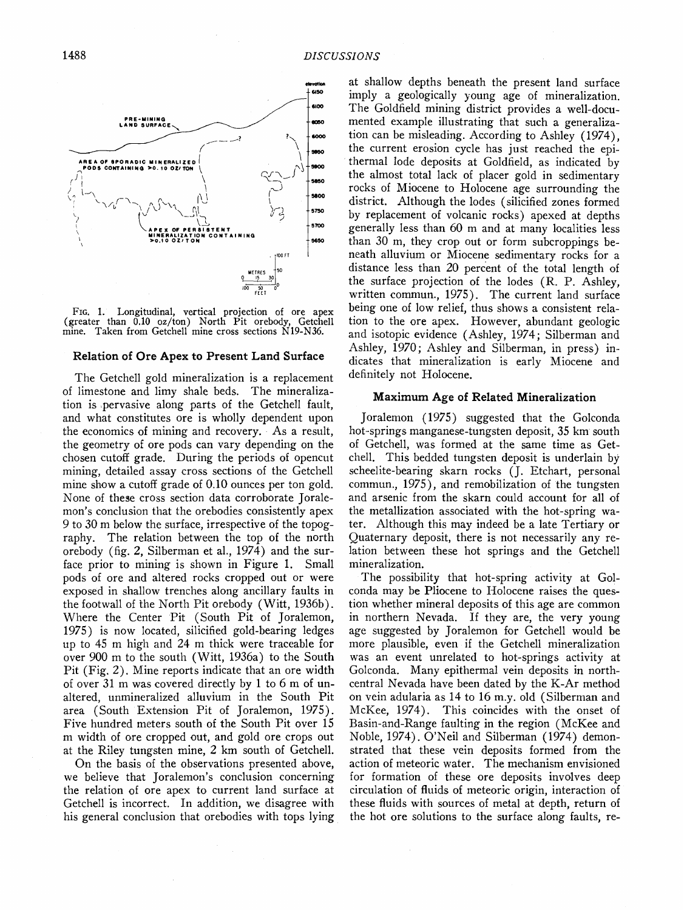FIG. 1. Longitudinal, vertical projection of ore apex (greater than 0.10 oz/ton) North Pit orebody, Getchell mine. Taken from Getchell mine cross sections N19-N36.

### Relation of Ore Apex to Present Land Surface

The Getchell gold mineralization is a replacement of limestone and limy shale beds. The mineralization is pervasive along parts of the Getchell fault, and what constitutes ore is wholly dependent upon the economics of mining and recovery. As a result, the geometry of ore pods can vary depending on the chosen cutoff grade. During the periods of opencut mining, detailed assay cross sections of the Getchell mine show a cutoff grade of 0.10 ounces per ton gold. None of these cross section data corroborate Joralemon's conclusion that the orebodies consistently apex 9 to 30 m below the surface, irrespective of the topography. The relation between the top of the north orebody (fig. 2, Silberman et al., 1974) and the surface prior to mining is shown in Figure 1. Small pods of ore and altered rocks cropped out or were exposed in shallow trenches along ancillary faults in the footwall of the North Pit orebody (Witt, 1936b). Where the Center Pit (South Pit of Joralemon, 1975) is now located, silicified gold-bearing ledges up to 45 m high and 24 m thick were traceable for over 900 m to the south (Witt, 1936a) to the South Pit (Fig. 2). Mine reports indicate that an ore width of over 31 m was covered directly by 1 to 6 m of unaltered, unmineralized alluvium in the South Pit area (South Extension Pit of Joralemon, 1975). Five hundred meters south of the South Pit over 15 m width of ore cropped out, and gold ore crops out at the Riley tungsten mine, 2 km south of Getchell.

On the basis of the observations presented above, we believe that Joralemon's conclusion concerning the relation of ore apex to current land surface at Getchell is incorrect. In addition, we disagree with his general conclusion that orebodies with tops lying at shallow depths beneath the present land surface imply a geologically young age of mineralization. The Goldfield mining district provides a well-documented example illustrating that such a generalization can be misleading. According to Ashley (1974), the current erosion cycle has just reached the epithermal lode deposits at Goldfield, as indicated by the almost total lack of placer gold in sedimentary rocks of Miocene to Holocene age surrounding the district. Although the lodes (silicified zones formed by replacement of volcanic rocks) apexed at depths generally less than 60 m and at many localities less than 30 m, they crop out or form subcroppings beneath alluvium or Miocene sedimentary rocks for a distance less than 20 percent of the total length of the surface projection of the lodes (R. P. Ashley, written commun., 1975). The current land surface being one of low relief, thus shows a consistent relation to the ore apex. However, abundant geologic and isotopic evidence (Ashley, 1974; Silberman and Ashley, 1970; Ashley and Silberman, in press) indicates that mineralization is early Miocene and definitely not Holocene.

### Maximum Age of Related Mineralization

Joralemon (1975) suggested that the Golconda hot-springs manganese-tungsten deposit, 35 km south of Getchell, was formed at the same time as Getchell. This bedded tungsten deposit is underlain by scheelite-bearing skarn rocks (J. Etchart, personal commun., 1975), and remobilization of the tungsten and arsenic from the skarn could account for all of the metallization associated with the hot-spring water. Although this may indeed be a late Tertiary or Quaternary deposit, there is not necessarily any relation between these hot springs and the Getchell mineralization.

The possibility that hot-spring activity at Golconda may be Pliocene to Holocene raises the question whether mineral deposits of this age are common in northern Nevada. If they are, the very young age suggested by Joralemon for Getchell would be more plausible, even if the Getchell mineralization was an event unrelated to hot-springs activity at Golconda. Many epithermal vein deposits in north-central Nevada have been dated by the K-Ar method on vein adularia as 14 to 16 m.y. old (Silberman and McKee, 1974). This coincides with the onset of Basin-and-Range faulting in the region (McKee and Noble, 1974). O'Neil and Silberman (1974) demonstrated that these vein deposits formed from the action of meteoric water. The mechanism envisioned for formation of these ore deposits involves deep circulation of fluids of meteoric origin, interaction of these fluids with sources of metal at depth, return of the hot ore solutions to the surface along faults, re-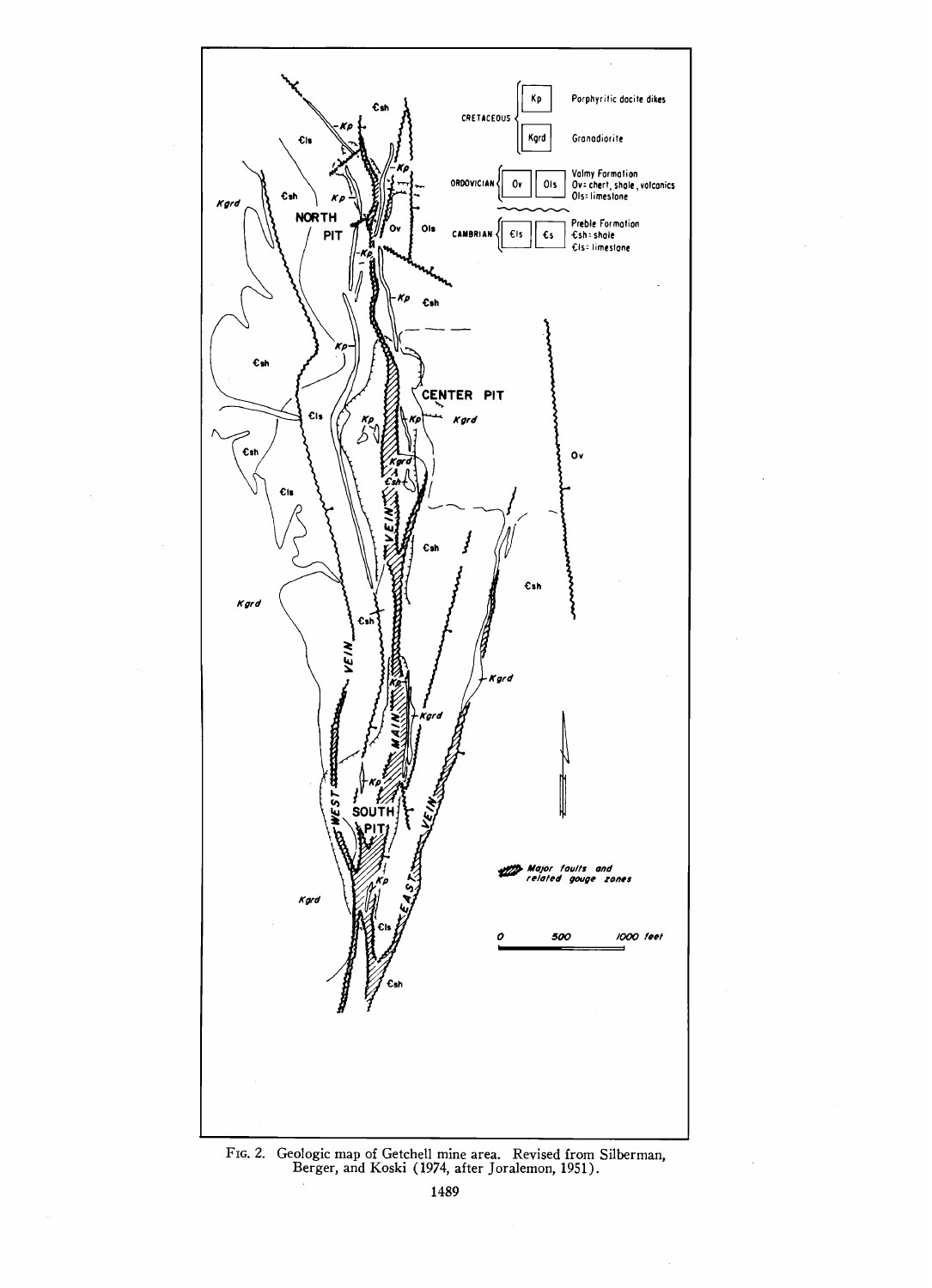Fig. 2. Geologic map of Getchell mine area. Revised from Silberman, Berger, and Koski (1974, after Joralemon, 1951).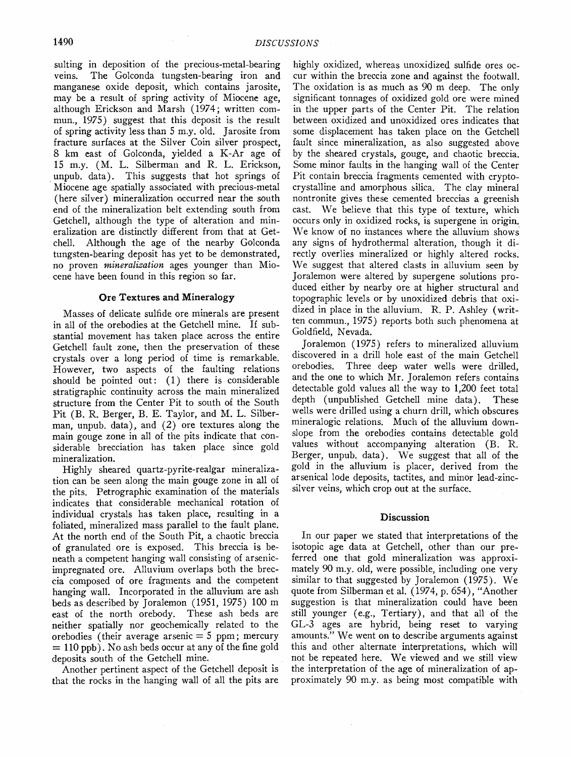sulting in deposition of the precious-metal-bearing veins. The Golconda tungsten-bearing iron and manganese oxide deposit, which contains jarosite, may be a result of spring activity of Miocene age, although Erickson and Marsh (1974; written commun., 1975) suggest that this deposit is the result of spring activity less than 5 m.y. old. Jarosite from fracture surfaces at the Silver Coin silver prospect, 8 km east of Golconda, yielded a K-Ar age of 15 m.y. (M. L. Silberman and R. L. Erickson, unpub. data). This suggests that hot springs of Miocene age spatially associated with precious-metal (here silver) mineralization occurred near the south end of the mineralization belt extending south from Getchell, although the type of alteration and mineralization are distinctly different from that at Getchell. Although the age of the nearby Golconda tungsten-bearing deposit has yet to be demonstrated, no proven *mineralization* ages younger than Miocene have been found in this region so far.

### Ore Textures and Mineralogy

Masses of delicate sulfide ore minerals are present in all of the orebodies at the Getchell mine. If substantial movement has taken place across the entire Getchell fault zone, then the preservation of these crystals over a long period of time is remarkable. However, two aspects of the faulting relations should be pointed out: (1) there is considerable stratigraphic continuity across the main mineralized structure from the Center Pit to south of the South Pit (B. R. Berger, B. E. Taylor, and M. L. Silberman, unpub. data), and (2) ore textures along the main gouge zone in all of the pits indicate that considerable brecciation has taken place since gold mineralization.

Highly sheared quartz-pyrite-realgar mineralization can be seen along the main gouge zone in all of the pits. Petrographic examination of the materials indicates that considerable mechanical rotation of individual crystals has taken place, resulting in a foliated, mineralized mass parallel to the fault plane. At the north end of the South Pit, a chaotic breccia of granulated ore is exposed. This breccia is beneath a competent hanging wall consisting of arsenic-impregnated ore. Alluvium overlaps both the breccia composed of ore fragments and the competent hanging wall. Incorporated in the alluvium are ash beds as described by Joralemon (1951, 1975) 100 m east of the north orebody. These ash beds are neither spatially nor geochemically related to the orebodies (their average arsenic = 5 ppm; mercury = 110 ppb). No ash beds occur at any of the fine gold deposits south of the Getchell mine.

Another pertinent aspect of the Getchell deposit is that the rocks in the hanging wall of all the pits are highly oxidized, whereas unoxidized sulfide ores occur within the breccia zone and against the footwall. The oxidation is as much as 90 m deep. The only significant tonnages of oxidized gold ore were mined in the upper parts of the Center Pit. The relation between oxidized and unoxidized ores indicates that some displacement has taken place on the Getchell fault since mineralization, as also suggested above by the sheared crystals, gouge, and chaotic breccia. Some minor faults in the hanging wall of the Center Pit contain breccia fragments cemented with cryptocrystalline and amorphous silica. The clay mineral nontronite gives these cemented breccias a greenish cast. We believe that this type of texture, which occurs only in oxidized rocks, is supergene in origin. We know of no instances where the alluvium shows any signs of hydrothermal alteration, though it directly overlies mineralized or highly altered rocks. We suggest that altered clasts in alluvium seen by Joralemon were altered by supergene solutions produced either by nearby ore at higher structural and topographic levels or by unoxidized debris that oxidized in place in the alluvium. R. P. Ashley (written commun., 1975) reports both such phenomena at Goldfield, Nevada.

Joralemon (1975) refers to mineralized alluvium discovered in a drill hole east of the main Getchell orebodies. Three deep water wells were drilled, and the one to which Mr. Joralemon refers contains detectable gold values all the way to 1,200 feet total depth (unpublished Getchell mine data). These wells were drilled using a churn drill, which obscures mineralogic relations. Much of the alluvium downslope from the orebodies contains detectable gold values without accompanying alteration (B. R. Berger, unpub. data). We suggest that all of the gold in the alluvium is placer, derived from the arsenical lode deposits, tactites, and minor lead-zinc-silver veins, which crop out at the surface.

### Discussion

In our paper we stated that interpretations of the isotopic age data at Getchell, other than our preferred one that gold mineralization was approximately 90 m.y. old, were possible, including one very similar to that suggested by Joralemon (1975). We quote from Silberman et al. (1974, p. 654), "Another suggestion is that mineralization could have been still younger (e.g., Tertiary), and that all of the GL-3 ages are hybrid, being reset to varying amounts." We went on to describe arguments against this and other alternate interpretations, which will not be repeated here. We viewed and we still view the interpretation of the age of mineralization of approximately 90 m.y. as being most compatible with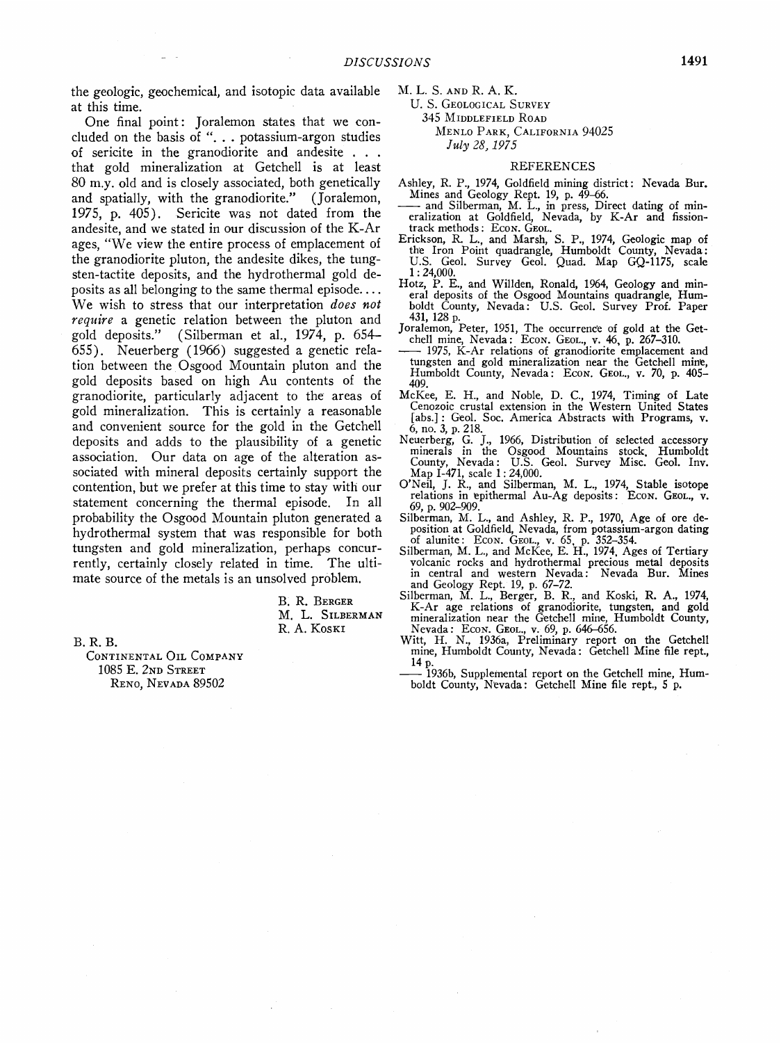the geologic, geochemical, and isotopic data available at this time.

One final point: Joralemon states that we concluded on the basis of "... potassium-argon studies of sericite in the granodiorite and andesite ... that gold mineralization at Getchell is at least 80 m.y. old and is closely associated, both genetically and spatially, with the granodiorite." (Joralemon, 1975, p. 405). Sericite was not dated from the andesite, and we stated in our discussion of the K-Ar ages, "We view the entire process of emplacement of the granodiorite pluton, the andesite dikes, the tungsten-tactite deposits, and the hydrothermal gold deposits as all belonging to the same thermal episode.... We wish to stress that our interpretation *does not require* a genetic relation between the pluton and gold deposits." (Silberman et al., 1974, p. 654–655). Neuerberg (1966) suggested a genetic relation between the Osgood Mountain pluton and the gold deposits based on high Au contents of the granodiorite, particularly adjacent to the areas of gold mineralization. This is certainly a reasonable and convenient source for the gold in the Getchell deposits and adds to the plausibility of a genetic association. Our data on age of the alteration associated with mineral deposits certainly support the contention, but we prefer at this time to stay with our statement concerning the thermal episode. In all probability the Osgood Mountain pluton generated a hydrothermal system that was responsible for both tungsten and gold mineralization, perhaps concurrently, certainly closely related in time. The ultimate source of the metals is an unsolved problem.

B. R. Berger
M. L. Silberman
R. A. Koski

B. R. B.
Continental Oil Company
1085 E. 2nd Street
Reno, Nevada 89502

M. L. S. and R. A. K.
U. S. Geological Survey
345 Middlefield Road
Menlo Park, California 94025
*July 28, 1975*

## REFERENCES

Ashley, R. P., 1974, Goldfield mining district: Nevada Bur. Mines and Geology Rept. 19, p. 49–66.

—— and Silberman, M. L., in press, Direct dating of mineralization at Goldfield, Nevada, by K-Ar and fission-track methods: Econ. Geol.

Erickson, R. L., and Marsh, S. P., 1974, Geologic map of the Iron Point quadrangle, Humboldt County, Nevada: U.S. Geol. Survey Geol. Quad. Map GQ-1175, scale 1 : 24,000.

Hotz, P. E., and Willden, Ronald, 1964, Geology and mineral deposits of the Osgood Mountains quadrangle, Humboldt County, Nevada: U.S. Geol. Survey Prof. Paper 431, 128 p.

Joralemon, Peter, 1951, The occurrence of gold at the Getchell mine, Nevada: Econ. Geol., v. 46, p. 267–310.

—— 1975, K-Ar relations of granodiorite emplacement and tungsten and gold mineralization near the Getchell mine, Humboldt County, Nevada: Econ. Geol., v. 70, p. 405–409.

McKee, E. H., and Noble, D. C., 1974, Timing of Late Cenozoic crustal extension in the Western United States [abs.]: Geol. Soc. America Abstracts with Programs, v. 6, no. 3, p. 218.

Neuerberg, G. J., 1966, Distribution of selected accessory minerals in the Osgood Mountains stock, Humboldt County, Nevada: U.S. Geol. Survey Misc. Geol. Inv. Map I-471, scale 1 : 24,000.

O'Neil, J. R., and Silberman, M. L., 1974, Stable isotope relations in epithermal Au-Ag deposits: Econ. Geol., v. 69, p. 902–909.

Silberman, M. L., and Ashley, R. P., 1970, Age of ore deposition at Goldfield, Nevada, from potassium-argon dating of alunite: Econ. Geol., v. 65, p. 352–354.

Silberman, M. L., and McKee, E. H., 1974, Ages of Tertiary volcanic rocks and hydrothermal precious metal deposits in central and western Nevada: Nevada Bur. Mines and Geology Rept. 19, p. 67–72.

Silberman, M. L., Berger, B. R., and Koski, R. A., 1974, K-Ar age relations of granodiorite, tungsten, and gold mineralization near the Getchell mine, Humboldt County, Nevada: Econ. Geol., v. 69, p. 646–656.

Witt, H. N., 1936a, Preliminary report on the Getchell mine, Humboldt County, Nevada: Getchell Mine file rept., 14 p.

—— 1936b, Supplemental report on the Getchell mine, Humboldt County, Nevada: Getchell Mine file rept., 5 p.